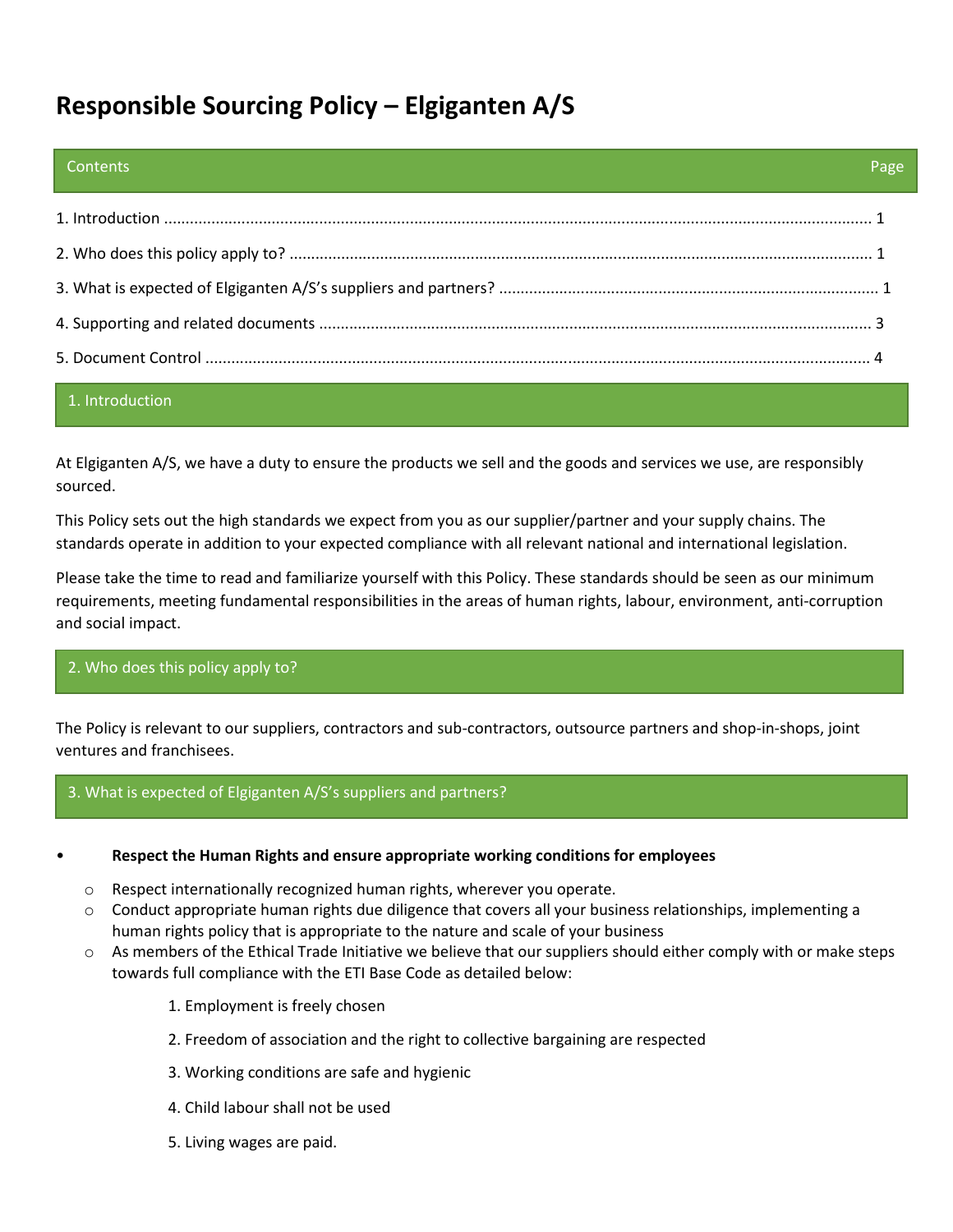# Responsible Sourcing Policy – Elgiganten A/S

| Contents | Page |
| --- | --- |
| 1. Introduction | 1 |
| 2. Who does this policy apply to? | 1 |
| 3. What is expected of Elgiganten A/S's suppliers and partners? | 1 |
| 4. Supporting and related documents | 3 |
| 5. Document Control | 4 |

## 1. Introduction

At Elgiganten A/S, we have a duty to ensure the products we sell and the goods and services we use, are responsibly sourced.

This Policy sets out the high standards we expect from you as our supplier/partner and your supply chains. The standards operate in addition to your expected compliance with all relevant national and international legislation.

Please take the time to read and familiarize yourself with this Policy. These standards should be seen as our minimum requirements, meeting fundamental responsibilities in the areas of human rights, labour, environment, anti-corruption and social impact.

## 2. Who does this policy apply to?

The Policy is relevant to our suppliers, contractors and sub-contractors, outsource partners and shop-in-shops, joint ventures and franchisees.

## 3. What is expected of Elgiganten A/S's suppliers and partners?

- **Respect the Human Rights and ensure appropriate working conditions for employees**
  - Respect internationally recognized human rights, wherever you operate.
  - Conduct appropriate human rights due diligence that covers all your business relationships, implementing a human rights policy that is appropriate to the nature and scale of your business
  - As members of the Ethical Trade Initiative we believe that our suppliers should either comply with or make steps towards full compliance with the ETI Base Code as detailed below:

    1. Employment is freely chosen
    2. Freedom of association and the right to collective bargaining are respected
    3. Working conditions are safe and hygienic
    4. Child labour shall not be used
    5. Living wages are paid.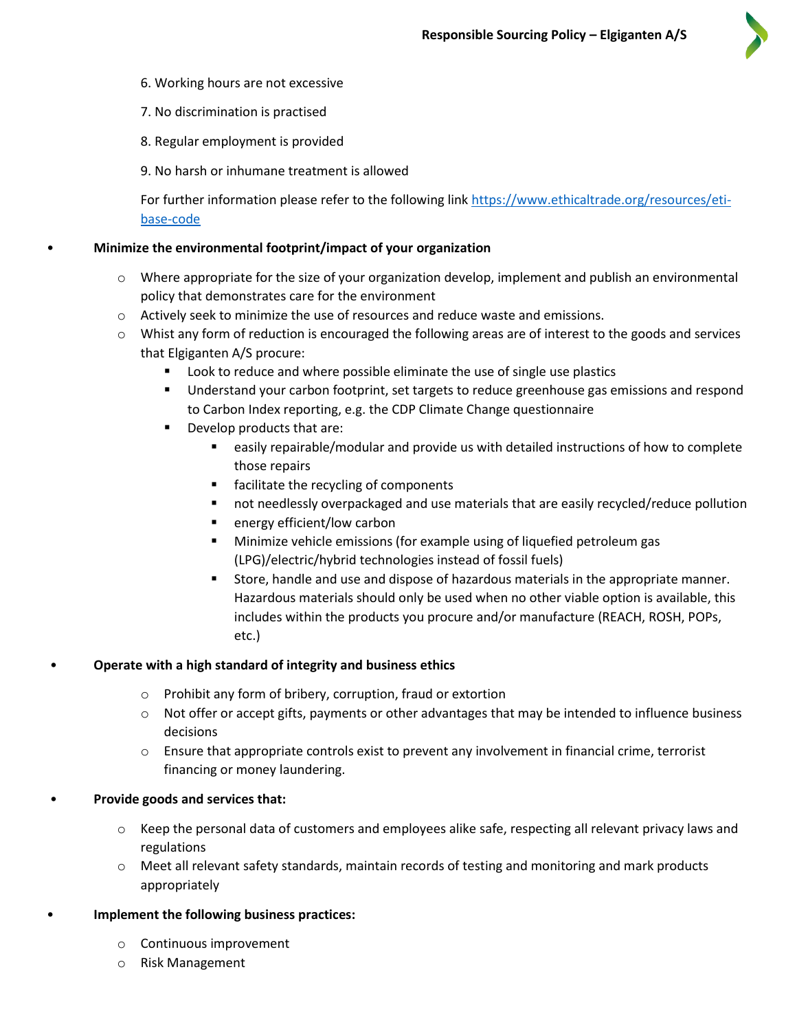6. Working hours are not excessive

7. No discrimination is practised

8. Regular employment is provided

9. No harsh or inhumane treatment is allowed

For further information please refer to the following link [https://www.ethicaltrade.org/resources/eti-base-code](https://www.ethicaltrade.org/resources/eti-base-code)

- **Minimize the environmental footprint/impact of your organization**
  - Where appropriate for the size of your organization develop, implement and publish an environmental policy that demonstrates care for the environment
  - Actively seek to minimize the use of resources and reduce waste and emissions.
  - Whilst any form of reduction is encouraged the following areas are of interest to the goods and services that Elgiganten A/S procure:
    - Look to reduce and where possible eliminate the use of single use plastics
    - Understand your carbon footprint, set targets to reduce greenhouse gas emissions and respond to Carbon Index reporting, e.g. the CDP Climate Change questionnaire
    - Develop products that are:
      - easily repairable/modular and provide us with detailed instructions of how to complete those repairs
      - facilitate the recycling of components
      - not needlessly overpackaged and use materials that are easily recycled/reduce pollution
      - energy efficient/low carbon
      - Minimize vehicle emissions (for example using of liquefied petroleum gas (LPG)/electric/hybrid technologies instead of fossil fuels)
      - Store, handle and use and dispose of hazardous materials in the appropriate manner. Hazardous materials should only be used when no other viable option is available, this includes within the products you procure and/or manufacture (REACH, ROSH, POPs, etc.)

- **Operate with a high standard of integrity and business ethics**
  - Prohibit any form of bribery, corruption, fraud or extortion
  - Not offer or accept gifts, payments or other advantages that may be intended to influence business decisions
  - Ensure that appropriate controls exist to prevent any involvement in financial crime, terrorist financing or money laundering.

- **Provide goods and services that:**
  - Keep the personal data of customers and employees alike safe, respecting all relevant privacy laws and regulations
  - Meet all relevant safety standards, maintain records of testing and monitoring and mark products appropriately

- **Implement the following business practices:**
  - Continuous improvement
  - Risk Management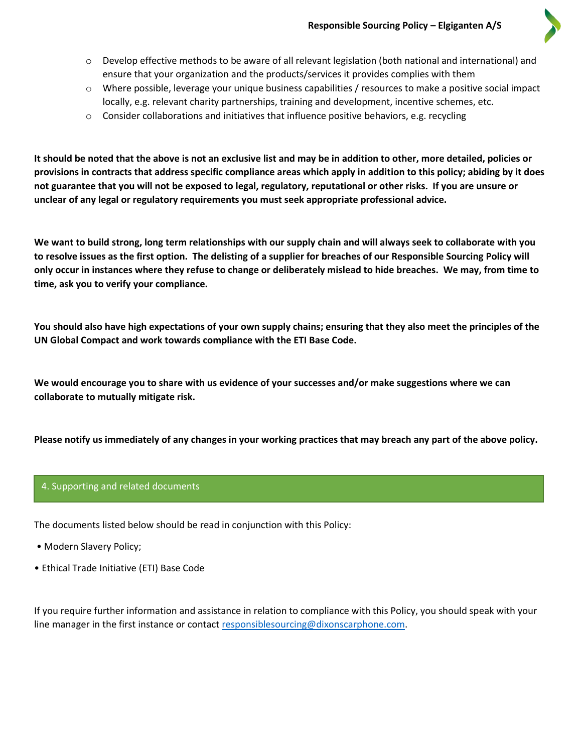- Develop effective methods to be aware of all relevant legislation (both national and international) and ensure that your organization and the products/services it provides complies with them
- Where possible, leverage your unique business capabilities / resources to make a positive social impact locally, e.g. relevant charity partnerships, training and development, incentive schemes, etc.
- Consider collaborations and initiatives that influence positive behaviors, e.g. recycling

**It should be noted that the above is not an exclusive list and may be in addition to other, more detailed, policies or provisions in contracts that address specific compliance areas which apply in addition to this policy; abiding by it does not guarantee that you will not be exposed to legal, regulatory, reputational or other risks. If you are unsure or unclear of any legal or regulatory requirements you must seek appropriate professional advice.**

**We want to build strong, long term relationships with our supply chain and will always seek to collaborate with you to resolve issues as the first option. The delisting of a supplier for breaches of our Responsible Sourcing Policy will only occur in instances where they refuse to change or deliberately mislead to hide breaches. We may, from time to time, ask you to verify your compliance.**

**You should also have high expectations of your own supply chains; ensuring that they also meet the principles of the UN Global Compact and work towards compliance with the ETI Base Code.**

**We would encourage you to share with us evidence of your successes and/or make suggestions where we can collaborate to mutually mitigate risk.**

**Please notify us immediately of any changes in your working practices that may breach any part of the above policy.**

## 4. Supporting and related documents

The documents listed below should be read in conjunction with this Policy:

- Modern Slavery Policy;
- Ethical Trade Initiative (ETI) Base Code

If you require further information and assistance in relation to compliance with this Policy, you should speak with your line manager in the first instance or contact responsiblesourcing@dixonscarphone.com.